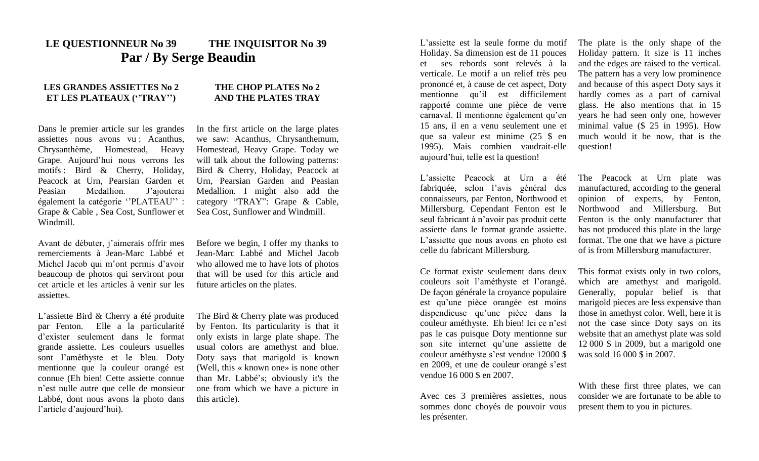## LE QUESTIONNEUR No 39 — THE INQUISITOR No 39

### Par / By Serge Beaudin

#### LES GRANDES ASSIETTES No 2 ET LES PLATEAUX (''TRAY'')

#### THE CHOP PLATES No 2 AND THE PLATES TRAY

Dans le premier article sur les grandes assiettes nous avons vu : Acanthus, Chrysanthème, Homestead, Heavy Grape. Aujourd'hui nous verrons les motifs : Bird & Cherry, Holiday, Peacock at Urn, Pearsian Garden et Peasian Medallion. J'ajouterai également la catégorie ''PLATEAU'' : Grape & Cable , Sea Cost, Sunflower et Windmill.

In the first article on the large plates we saw: Acanthus, Chrysanthemum, Homestead, Heavy Grape. Today we will talk about the following patterns: Bird & Cherry, Holiday, Peacock at Urn, Pearsian Garden and Peasian Medallion. I might also add the category "TRAY": Grape & Cable, Sea Cost, Sunflower and Windmill.

Avant de débuter, j'aimerais offrir mes remerciements à Jean-Marc Labbé et Michel Jacob qui m'ont permis d'avoir beaucoup de photos qui serviront pour cet article et les articles à venir sur les assiettes.

Before we begin, I offer my thanks to Jean-Marc Labbé and Michel Jacob who allowed me to have lots of photos that will be used for this article and future articles on the plates.

L'assiette Bird & Cherry a été produite par Fenton. Elle a la particularité d'exister seulement dans le format grande assiette. Les couleurs usuelles sont l'améthyste et le bleu. Doty mentionne que la couleur orangé est connue (Eh bien! Cette assiette connue n'est nulle autre que celle de monsieur Labbé, dont nous avons la photo dans l'article d'aujourd'hui).

The Bird & Cherry plate was produced by Fenton. Its particularity is that it only exists in large plate shape. The usual colors are amethyst and blue. Doty says that marigold is known (Well, this « known one» is none other than Mr. Labbé's; obviously it's the one from which we have a picture in this article).

L'assiette est la seule forme du motif Holiday. Sa dimension est de 11 pouces et ses rebords sont relevés à la verticale. Le motif a un relief très peu prononcé et, à cause de cet aspect, Doty mentionne qu'il est difficilement rapporté comme une pièce de verre carnaval. Il mentionne également qu'en 15 ans, il en a venu seulement une et que sa valeur est minime (25 $ en 1995). Mais combien vaudrait-elle aujourd'hui, telle est la question!

The plate is the only shape of the Holiday pattern. It size is 11 inches and the edges are raised to the vertical. The pattern has a very low prominence and because of this aspect Doty says it hardly comes as a part of carnival glass. He also mentions that in 15 years he had seen only one, however minimal value ($ 25 in 1995). How much would it be now, that is the question!

L'assiette Peacock at Urn a été fabriquée, selon l'avis général des connaisseurs, par Fenton, Northwood et Millersburg. Cependant Fenton est le seul fabricant à n'avoir pas produit cette assiette dans le format grande assiette. L'assiette que nous avons en photo est celle du fabricant Millersburg.

The Peacock at Urn plate was manufactured, according to the general opinion of experts, by Fenton, Northwood and Millersburg. But Fenton is the only manufacturer that has not produced this plate in the large format. The one that we have a picture of is from Millersburg manufacturer.

Ce format existe seulement dans deux couleurs soit l'améthyste et l'orangé. De façon générale la croyance populaire est qu'une pièce orangée est moins dispendieuse qu'une pièce dans la couleur améthyste. Eh bien! Ici ce n'est pas le cas puisque Doty mentionne sur son site internet qu'une assiette de couleur améthyste s'est vendue 12000 $ en 2009, et une de couleur orangé s'est vendue 16 000 $ en 2007.

This format exists only in two colors, which are amethyst and marigold. Generally, popular belief is that marigold pieces are less expensive than those in amethyst color. Well, here it is not the case since Doty says on its website that an amethyst plate was sold 12 000 $ in 2009, but a marigold one was sold 16 000 $ in 2007.

Avec ces 3 premières assiettes, nous sommes donc choyés de pouvoir vous les présenter.

With these first three plates, we can consider we are fortunate to be able to present them to you in pictures.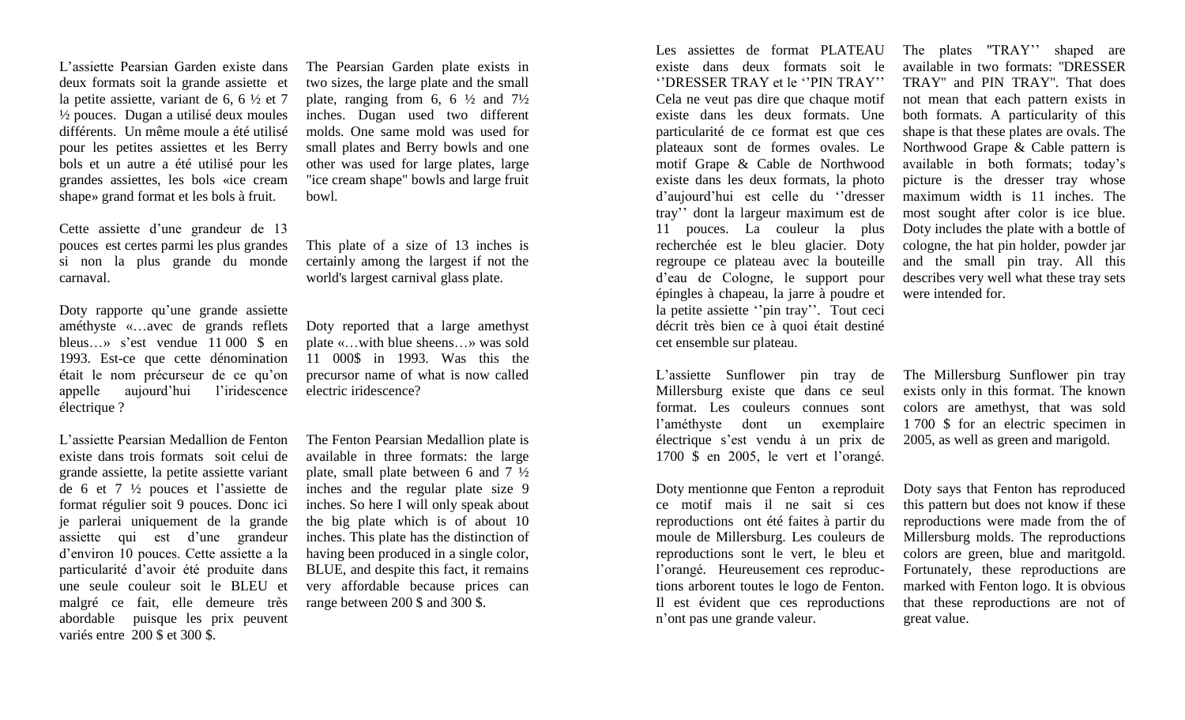L'assiette Pearsian Garden existe dans deux formats soit la grande assiette et la petite assiette, variant de 6, 6 ½ et 7 ½ pouces. Dugan a utilisé deux moules différents. Un même moule a été utilisé pour les petites assiettes et les Berry bols et un autre a été utilisé pour les grandes assiettes, les bols «ice cream shape» grand format et les bols à fruit.

The Pearsian Garden plate exists in two sizes, the large plate and the small plate, ranging from 6, 6 ½ and 7½ inches. Dugan used two different molds. One same mold was used for small plates and Berry bowls and one other was used for large plates, large "ice cream shape" bowls and large fruit bowl.

Cette assiette d'une grandeur de 13 pouces est certes parmi les plus grandes si non la plus grande du monde carnaval.

This plate of a size of 13 inches is certainly among the largest if not the world's largest carnival glass plate.

Doty rapporte qu'une grande assiette améthyste «…avec de grands reflets bleus…» s'est vendue 11 000 $ en 1993. Est-ce que cette dénomination était le nom précurseur de ce qu'on appelle aujourd'hui l'iridescence électrique ?

Doty reported that a large amethyst plate «…with blue sheens…» was sold 11 000$ in 1993. Was this the precursor name of what is now called electric iridescence?

L'assiette Pearsian Medallion de Fenton existe dans trois formats soit celui de grande assiette, la petite assiette variant de 6 et 7 ½ pouces et l'assiette de format régulier soit 9 pouces. Donc ici je parlerai uniquement de la grande assiette qui est d'une grandeur d'environ 10 pouces. Cette assiette a la particularité d'avoir été produite dans une seule couleur soit le BLEU et malgré ce fait, elle demeure très abordable puisque les prix peuvent variés entre 200 $ et 300 $.

The Fenton Pearsian Medallion plate is available in three formats: the large plate, small plate between 6 and 7 ½ inches and the regular plate size 9 inches. So here I will only speak about the big plate which is of about 10 inches. This plate has the distinction of having been produced in a single color, BLUE, and despite this fact, it remains very affordable because prices can range between 200 $ and 300 $.

Les assiettes de format PLATEAU existe dans deux formats soit le ''DRESSER TRAY et le ''PIN TRAY'' Cela ne veut pas dire que chaque motif existe dans les deux formats. Une particularité de ce format est que ces plateaux sont de formes ovales. Le motif Grape & Cable de Northwood existe dans les deux formats, la photo d'aujourd'hui est celle du ''dresser tray'' dont la largeur maximum est de 11 pouces. La couleur la plus recherchée est le bleu glacier. Doty regroupe ce plateau avec la bouteille d'eau de Cologne, le support pour épingles à chapeau, la jarre à poudre et la petite assiette ''pin tray''. Tout ceci décrit très bien ce à quoi était destiné cet ensemble sur plateau.

The plates "TRAY'' shaped are available in two formats: "DRESSER TRAY" and PIN TRAY". That does not mean that each pattern exists in both formats. A particularity of this shape is that these plates are ovals. The Northwood Grape & Cable pattern is available in both formats; today's picture is the dresser tray whose maximum width is 11 inches. The most sought after color is ice blue. Doty includes the plate with a bottle of cologne, the hat pin holder, powder jar and the small pin tray. All this describes very well what these tray sets were intended for.

L'assiette Sunflower pin tray de Millersburg existe que dans ce seul format. Les couleurs connues sont l'améthyste dont un exemplaire électrique s'est vendu à un prix de 1700 $ en 2005, le vert et l'orangé.

The Millersburg Sunflower pin tray exists only in this format. The known colors are amethyst, that was sold 1 700 $ for an electric specimen in 2005, as well as green and marigold.

Doty mentionne que Fenton a reproduit ce motif mais il ne sait si ces reproductions ont été faites à partir du moule de Millersburg. Les couleurs de reproductions sont le vert, le bleu et l'orangé. Heureusement ces reproductions arborent toutes le logo de Fenton. Il est évident que ces reproductions n'ont pas une grande valeur.

Doty says that Fenton has reproduced this pattern but does not know if these reproductions were made from the of Millersburg molds. The reproductions colors are green, blue and maritgold. Fortunately, these reproductions are marked with Fenton logo. It is obvious that these reproductions are not of great value.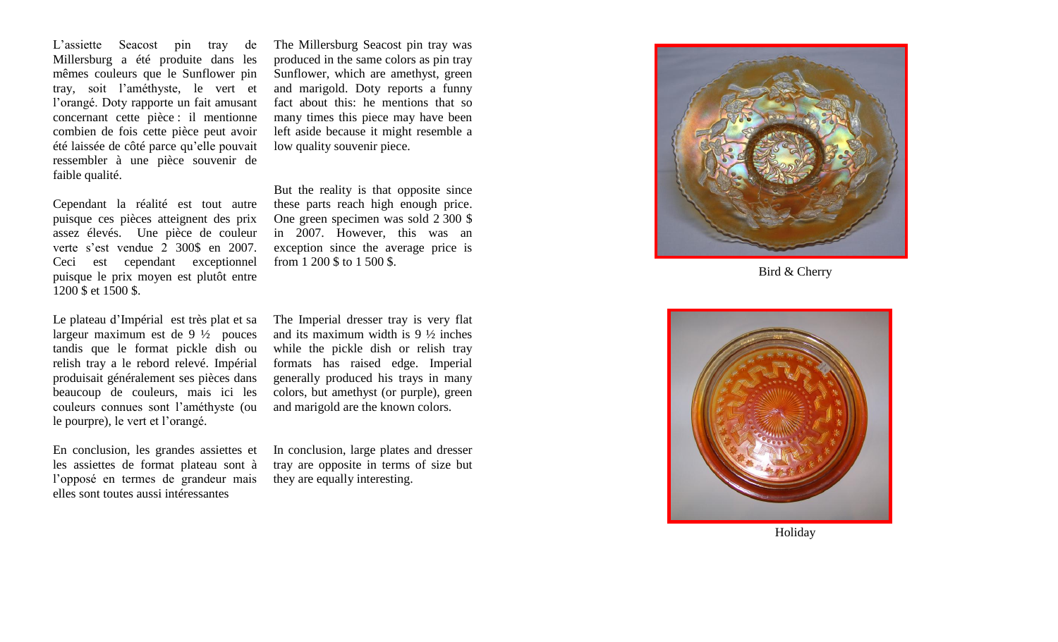L'assiette Seacost pin tray de Millersburg a été produite dans les mêmes couleurs que le Sunflower pin tray, soit l'améthyste, le vert et l'orangé. Doty rapporte un fait amusant concernant cette pièce : il mentionne combien de fois cette pièce peut avoir été laissée de côté parce qu'elle pouvait ressembler à une pièce souvenir de faible qualité.

Cependant la réalité est tout autre puisque ces pièces atteignent des prix assez élevés. Une pièce de couleur verte s'est vendue 2 300$ en 2007. Ceci est cependant exceptionnel puisque le prix moyen est plutôt entre 1200 $ et 1500 $.

Le plateau d'Impérial est très plat et sa largeur maximum est de 9 ½ pouces tandis que le format pickle dish ou relish tray a le rebord relevé. Impérial produisait généralement ses pièces dans beaucoup de couleurs, mais ici les couleurs connues sont l'améthyste (ou le pourpre), le vert et l'orangé.

En conclusion, les grandes assiettes et les assiettes de format plateau sont à l'opposé en termes de grandeur mais elles sont toutes aussi intéressantes

The Millersburg Seacost pin tray was produced in the same colors as pin tray Sunflower, which are amethyst, green and marigold. Doty reports a funny fact about this: he mentions that so many times this piece may have been left aside because it might resemble a low quality souvenir piece.

But the reality is that opposite since these parts reach high enough price. One green specimen was sold 2 300 $ in 2007. However, this was an exception since the average price is from 1 200 $ to 1 500 $.

The Imperial dresser tray is very flat and its maximum width is 9 ½ inches while the pickle dish or relish tray formats has raised edge. Imperial generally produced his trays in many colors, but amethyst (or purple), green and marigold are the known colors.

In conclusion, large plates and dresser tray are opposite in terms of size but they are equally interesting.

Bird & Cherry

Holiday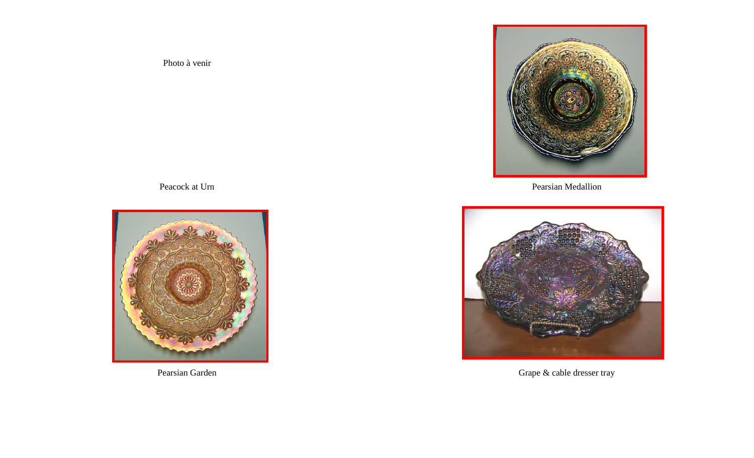Photo à venir

Peacock at Urn

Pearsian Medallion

Pearsian Garden

Grape & cable dresser tray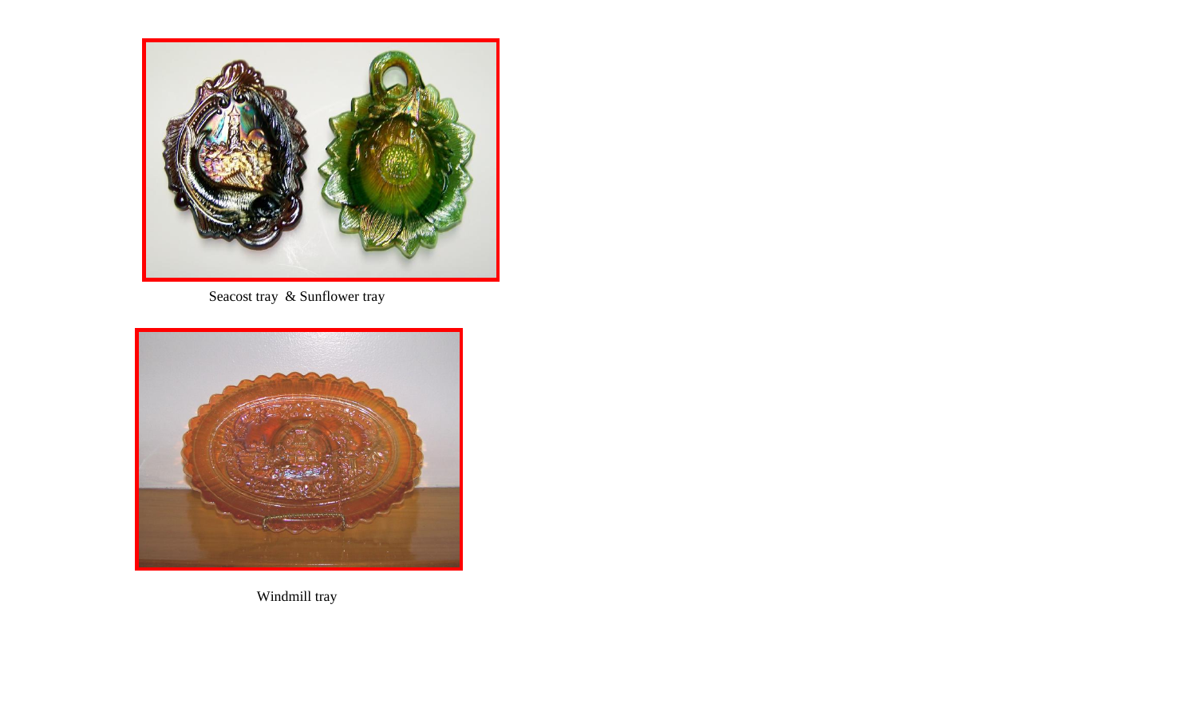Seacost tray  & Sunflower tray

Windmill tray